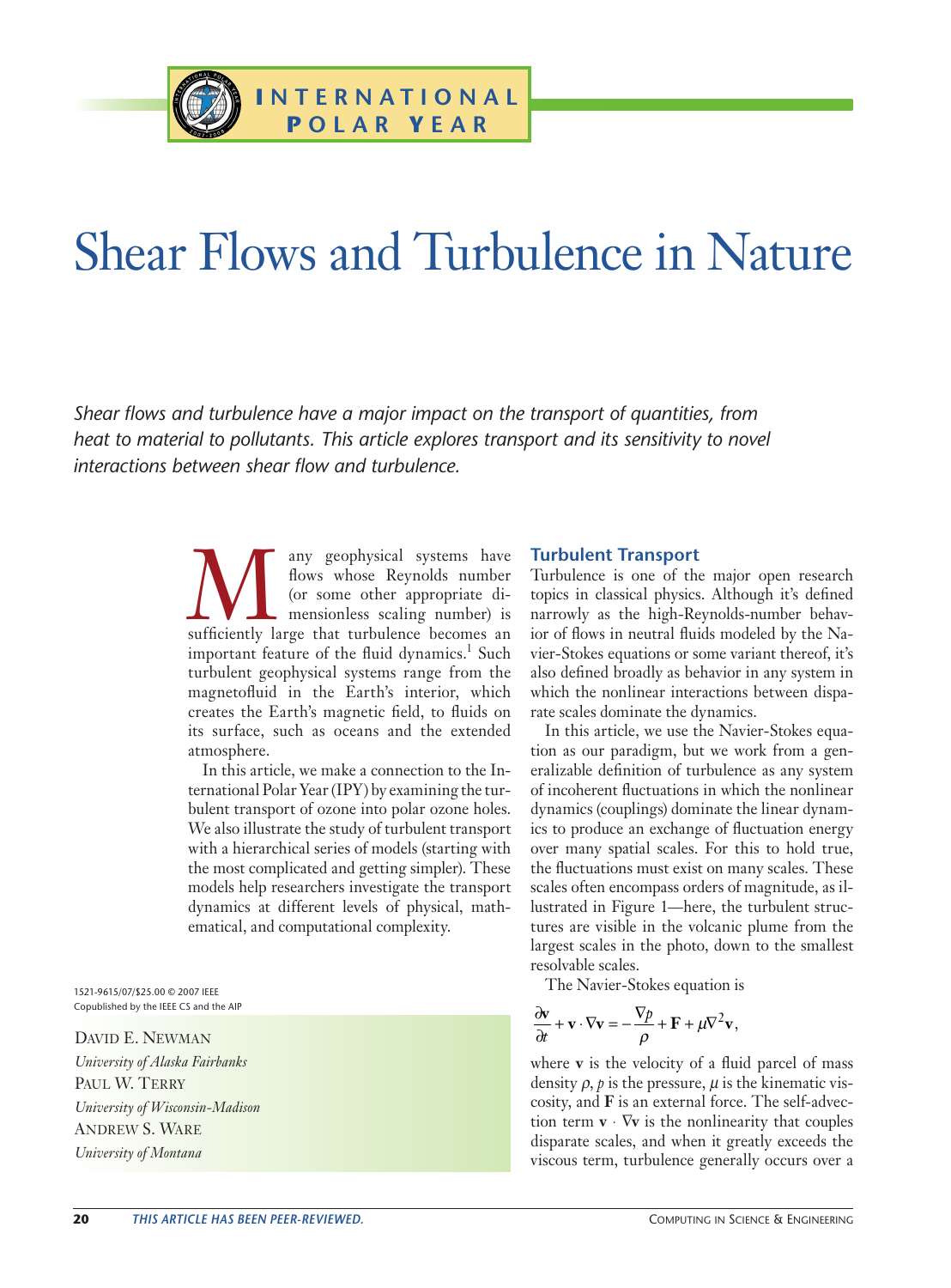INTERNATIONAL POLAR YEAR

# Shear Flows and Turbulence in Nature

*Shear flows and turbulence have a major impact on the transport of quantities, from heat to material to pollutants. This article explores transport and its sensitivity to novel interactions between shear flow and turbulence.*

1521-9615/07/$25.00 © 2007 IEEE
Copublished by the IEEE CS and the AIP

DAVID E. NEWMAN
*University of Alaska Fairbanks*
PAUL W. TERRY
*University of Wisconsin-Madison*
ANDREW S. WARE
*University of Montana*

Many geophysical systems have flows whose Reynolds number (or some other appropriate dimensionless scaling number) is sufficiently large that turbulence becomes an important feature of the fluid dynamics.[1] Such turbulent geophysical systems range from the magnetofluid in the Earth's interior, which creates the Earth's magnetic field, to fluids on its surface, such as oceans and the extended atmosphere.

In this article, we make a connection to the International Polar Year (IPY) by examining the turbulent transport of ozone into polar ozone holes. We also illustrate the study of turbulent transport with a hierarchical series of models (starting with the most complicated and getting simpler). These models help researchers investigate the transport dynamics at different levels of physical, mathematical, and computational complexity.

## Turbulent Transport

Turbulence is one of the major open research topics in classical physics. Although it's defined narrowly as the high-Reynolds-number behavior of the Navier-Stokes equations in neutral fluids modeled by the Navier-Stokes equations or some variant thereof, it's also defined broadly as behavior in any system in which the nonlinear interactions between disparate scales dominate the dynamics.

In this article, we use the Navier-Stokes equation as our paradigm, but we work from a generalizable definition of turbulence as any system of incoherent fluctuations in which the nonlinear dynamics (couplings) dominate the linear dynamics to produce an exchange of fluctuation energy over many spatial scales. For this to hold true, the fluctuations must exist on many scales. These scales often encompass orders of magnitude, as illustrated in Figure 1—here, the turbulent structures are visible in the volcanic plume from the largest scales in the photo, down to the smallest resolvable scales.

The Navier-Stokes equation is

$$\frac{\partial \mathbf{v}}{\partial t} + \mathbf{v} \cdot \nabla \mathbf{v} = -\frac{\nabla p}{\rho} + \mathbf{F} + \mu \nabla^2 \mathbf{v},$$

where $\mathbf{v}$ is the velocity of a fluid parcel of mass density $\rho$, $p$ is the pressure, $\mu$ is the kinematic viscosity, and $\mathbf{F}$ is an external force. The self-advection term $\mathbf{v} \cdot \nabla \mathbf{v}$ is the nonlinearity that couples disparate scales, and when it greatly exceeds the viscous term, turbulence generally occurs over a

THIS ARTICLE HAS BEEN PEER-REVIEWED.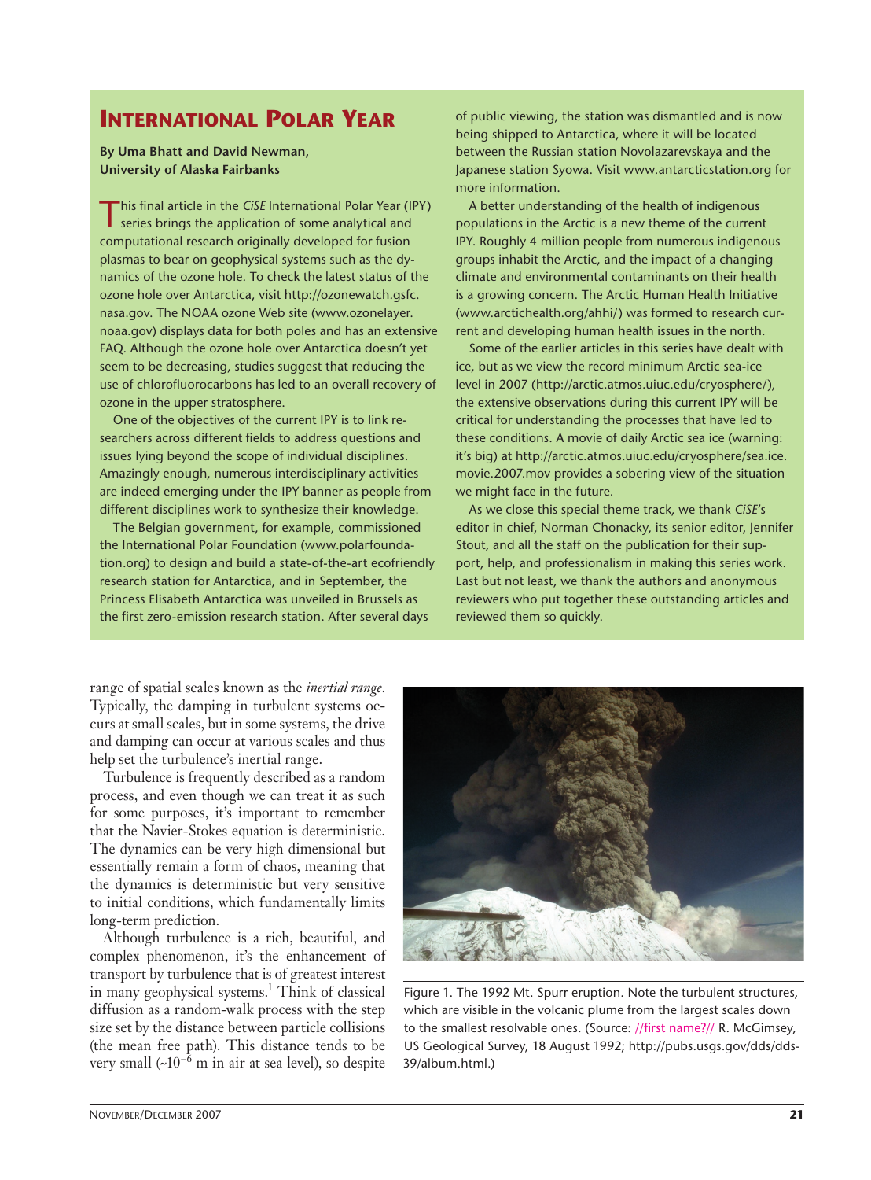## International Polar Year

**By Uma Bhatt and David Newman, University of Alaska Fairbanks**

This final article in the *CiSE* International Polar Year (IPY) series brings the application of some analytical and computational research originally developed for fusion plasmas to bear on geophysical systems such as the dynamics of the ozone hole. To check the latest status of the ozone hole over Antarctica, visit http://ozonewatch.gsfc.nasa.gov. The NOAA ozone Web site (www.ozonelayer.noaa.gov) displays data for both poles and has an extensive FAQ. Although the ozone hole over Antarctica doesn't yet seem to be decreasing, studies suggest that reducing the use of chlorofluorocarbons has led to an overall recovery of ozone in the upper stratosphere.

One of the objectives of the current IPY is to link researchers across different fields to address questions and issues lying beyond the scope of individual disciplines. Amazingly enough, numerous interdisciplinary activities are indeed emerging under the IPY banner as people from different disciplines work to synthesize their knowledge.

The Belgian government, for example, commissioned the International Polar Foundation (www.polarfoundation.org) to design and build a state-of-the-art ecofriendly research station for Antarctica, and in September, the Princess Elisabeth Antarctica was unveiled in Brussels as the first zero-emission research station. After several days of public viewing, the station was dismantled and is now being shipped to Antarctica, where it will be located between the Russian station Novolazarevskaya and the Japanese station Syowa. Visit www.antarcticstation.org for more information.

A better understanding of the health of indigenous populations in the Arctic is a new theme of the current IPY. Roughly 4 million people from numerous indigenous groups inhabit the Arctic, and the impact of a changing climate and environmental contaminants on their health is a growing concern. The Arctic Human Health Initiative (www.arctichealth.org/ahhi/) was formed to research current and developing human health issues in the north.

Some of the earlier articles in this series have dealt with ice, but as we view the record minimum Arctic sea-ice level in 2007 (http://arctic.atmos.uiuc.edu/cryosphere/), the extensive observations during this current IPY will be critical for understanding the processes that have led to these conditions. A movie of daily Arctic sea ice (warning: it's big) at http://arctic.atmos.uiuc.edu/cryosphere/sea.ice.movie.2007.mov provides a sobering view of the situation we might face in the future.

As we close this special theme track, we thank *CiSE*'s editor in chief, Norman Chonacky, its senior editor, Jennifer Stout, and all the staff on the publication for their support, help, and professionalism in making this series work. Last but not least, we thank the authors and anonymous reviewers who put together these outstanding articles and reviewed them so quickly.

range of spatial scales known as the *inertial range*. Typically, the damping in turbulent systems occurs at small scales, but in some systems, the drive and damping can occur at various scales and thus help set the turbulence's inertial range.

Turbulence is frequently described as a random process, and even though we can treat it as such for some purposes, it's important to remember that the Navier-Stokes equation is deterministic. The dynamics can be very high dimensional but essentially remain a form of chaos, meaning that the dynamics is deterministic but very sensitive to initial conditions, which fundamentally limits long-term prediction.

Although turbulence is a rich, beautiful, and complex phenomenon, it's the enhancement of transport by turbulence that is of greatest interest in many geophysical systems.[1] Think of classical diffusion as a random-walk process with the step size set by the distance between particle collisions (the mean free path). This distance tends to be very small (~$10^{-6}$ m in air at sea level), so despite

Figure 1. The 1992 Mt. Spurr eruption. Note the turbulent structures, which are visible in the volcanic plume from the largest scales down to the smallest resolvable ones. (Source: //first name?// R. McGimsey, US Geological Survey, 18 August 1992; http://pubs.usgs.gov/dds/dds-39/album.html.)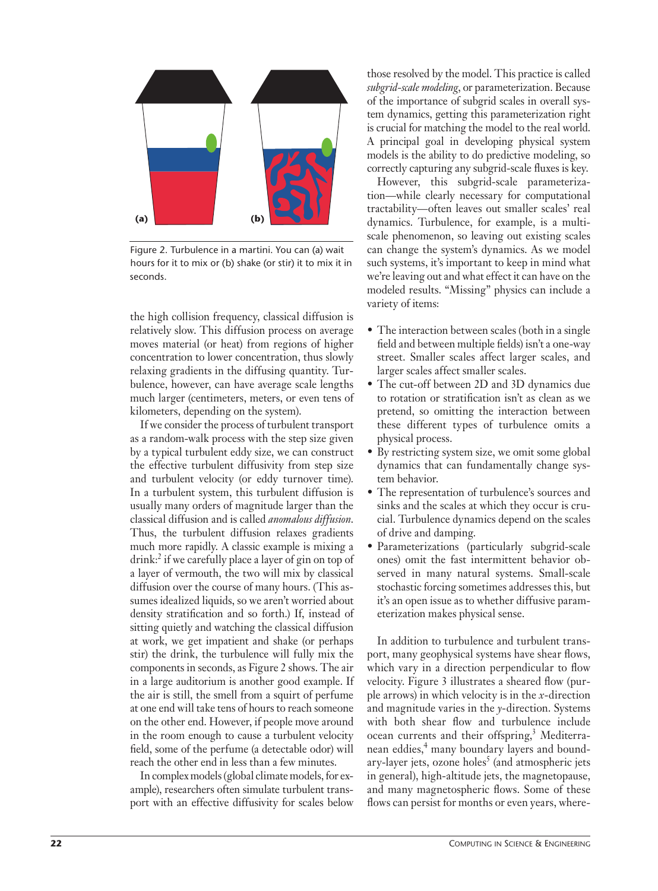(a) (b)

Figure 2. Turbulence in a martini. You can (a) wait hours for it to mix or (b) shake (or stir) it to mix it in seconds.

the high collision frequency, classical diffusion is relatively slow. This diffusion process on average moves material (or heat) from regions of higher concentration to lower concentration, thus slowly relaxing gradients in the diffusing quantity. Turbulence, however, can have average scale lengths much larger (centimeters, meters, or even tens of kilometers, depending on the system).

If we consider the process of turbulent transport as a random-walk process with the step size given by a typical turbulent eddy size, we can construct the effective turbulent diffusivity from step size and turbulent velocity (or eddy turnover time). In a turbulent system, this turbulent diffusion is usually many orders of magnitude larger than the classical diffusion and is called *anomalous diffusion*. Thus, the turbulent diffusion relaxes gradients much more rapidly. A classic example is mixing a drink:[2] if we carefully place a layer of gin on top of a layer of vermouth, the two will mix by classical diffusion over the course of many hours. (This assumes idealized liquids, so we aren't worried about density stratification and so forth.) If, instead of sitting quietly and watching the classical diffusion at work, we get impatient and shake (or perhaps stir) the drink, the turbulence will fully mix the components in seconds, as Figure 2 shows. The air in a large auditorium is another good example. If the air is still, the smell from a squirt of perfume at one end will take tens of hours to reach someone on the other end. However, if people move around in the room enough to cause a turbulent velocity field, some of the perfume (a detectable odor) will reach the other end in less than a few minutes.

In complex models (global climate models, for example), researchers often simulate turbulent transport with an effective diffusivity for scales below those resolved by the model. This practice is called *subgrid-scale modeling*, or parameterization. Because of the importance of subgrid scales in overall system dynamics, getting this parameterization right is crucial for matching the model to the real world. A principal goal in developing physical system models is the ability to do predictive modeling, so correctly capturing any subgrid-scale fluxes is key.

However, this subgrid-scale parameterization—while clearly necessary for computational tractability—often leaves out smaller scales' real dynamics. Turbulence, for example, is a multiscale phenomenon, so leaving out existing scales can change the system's dynamics. As we model such systems, it's important to keep in mind what we're leaving out and what effect it can have on the modeled results. "Missing" physics can include a variety of items:

- The interaction between scales (both in a single field and between multiple fields) isn't a one-way street. Smaller scales affect larger scales, and larger scales affect smaller scales.
- The cut-off between 2D and 3D dynamics due to rotation or stratification isn't as clean as we pretend, so omitting the interaction between these different types of turbulence omits a physical process.
- By restricting system size, we omit some global dynamics that can fundamentally change system behavior.
- The representation of turbulence's sources and sinks and the scales at which they occur is crucial. Turbulence dynamics depend on the scales of drive and damping.
- Parameterizations (particularly subgrid-scale ones) omit the fast intermittent behavior observed in many natural systems. Small-scale stochastic forcing sometimes addresses this, but it's an open issue as to whether diffusive parameterization makes physical sense.

In addition to turbulence and turbulent transport, many geophysical systems have shear flows, which vary in a direction perpendicular to flow velocity. Figure 3 illustrates a sheared flow (purple arrows) in which velocity is in the $x$-direction and magnitude varies in the $y$-direction. Systems with both shear flow and turbulence include ocean currents and their offspring,[3] Mediterranean eddies,[4] many boundary layers and boundary-layer jets, ozone holes[5] (and atmospheric jets in general), high-altitude jets, the magnetopause, and many magnetospheric flows. Some of these flows can persist for months or even years, where-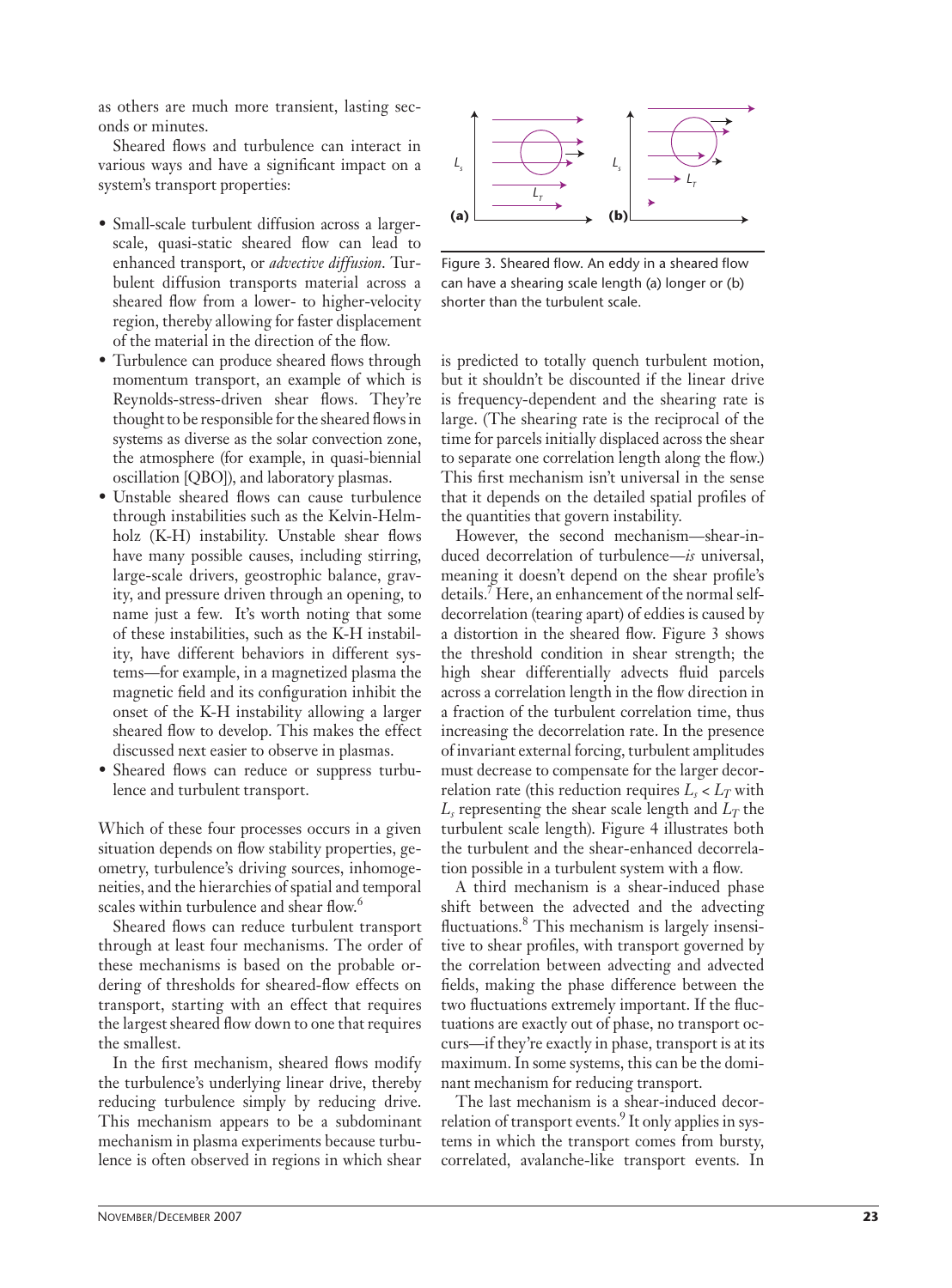as others are much more transient, lasting seconds or minutes.

Sheared flows and turbulence can interact in various ways and have a significant impact on a system's transport properties:

- Small-scale turbulent diffusion across a larger-scale, quasi-static sheared flow can lead to enhanced transport, or *advective diffusion*. Turbulent diffusion transports material across a sheared flow from a lower- to higher-velocity region, thereby allowing for faster displacement of the material in the direction of the flow.
- Turbulence can produce sheared flows through momentum transport, an example of which is Reynolds-stress-driven shear flows. They're thought to be responsible for the sheared flows in systems as diverse as the solar convection zone, the atmosphere (for example, in quasi-biennial oscillation [QBO]), and laboratory plasmas.
- Unstable sheared flows can cause turbulence through instabilities such as the Kelvin-Helmholz (K-H) instability. Unstable shear flows have many possible causes, including stirring, large-scale drivers, geostrophic balance, gravity, and pressure driven through an opening, to name just a few. It's worth noting that some of these instabilities, such as the K-H instability, have different behaviors in different systems—for example, in a magnetized plasma the magnetic field and its configuration inhibit the onset of the K-H instability allowing a larger sheared flow to develop. This makes the effect discussed next easier to observe in plasmas.
- Sheared flows can reduce or suppress turbulence and turbulent transport.

Which of these four processes occurs in a given situation depends on flow stability properties, geometry, turbulence's driving sources, inhomogeneities, and the hierarchies of spatial and temporal scales within turbulence and shear flow.[6]

Sheared flows can reduce turbulent transport through at least four mechanisms. The order of these mechanisms is based on the probable ordering of thresholds for sheared-flow effects on transport, starting with an effect that requires the largest sheared flow down to one that requires the smallest.

In the first mechanism, sheared flows modify the turbulence's underlying linear drive, thereby reducing turbulence simply by reducing drive. This mechanism appears to be a subdominant mechanism in plasma experiments because turbulence is often observed in regions in which shear is predicted to totally quench turbulent motion, but it shouldn't be discounted if the linear drive is frequency-dependent and the shearing rate is large. (The shearing rate is the reciprocal of the time for parcels initially displaced across the shear to separate one correlation length along the flow.) This first mechanism isn't universal in the sense that it depends on the detailed spatial profiles of the quantities that govern instability.

Figure 3. Sheared flow. An eddy in a sheared flow can have a shearing scale length (a) longer or (b) shorter than the turbulent scale.

However, the second mechanism—shear-induced decorrelation of turbulence—*is* universal, meaning it doesn't depend on the shear profile's details.[7] Here, an enhancement of the normal self-decorrelation (tearing apart) of eddies is caused by a distortion in the sheared flow. Figure 3 shows the threshold condition in shear strength; the high shear differentially advects fluid parcels across a correlation length in the flow direction in a fraction of the turbulent correlation time, thus increasing the decorrelation rate. In the presence of invariant external forcing, turbulent amplitudes must decrease to compensate for the larger decorrelation rate (this reduction requires $L_s < L_T$ with $L_s$ representing the shear scale length and $L_T$ the turbulent scale length). Figure 4 illustrates both the turbulent and the shear-enhanced decorrelation possible in a turbulent system with a flow.

A third mechanism is a shear-induced phase shift between the advected and the advecting fluctuations.[8] This mechanism is largely insensitive to shear profiles, with transport governed by the correlation between advecting and advected fields, making the phase difference between the two fluctuations extremely important. If the fluctuations are exactly out of phase, no transport occurs—if they're exactly in phase, transport is at its maximum. In some systems, this can be the dominant mechanism for reducing transport.

The last mechanism is a shear-induced decorrelation of transport events.[9] It only applies in systems in which the transport comes from bursty, correlated, avalanche-like transport events. In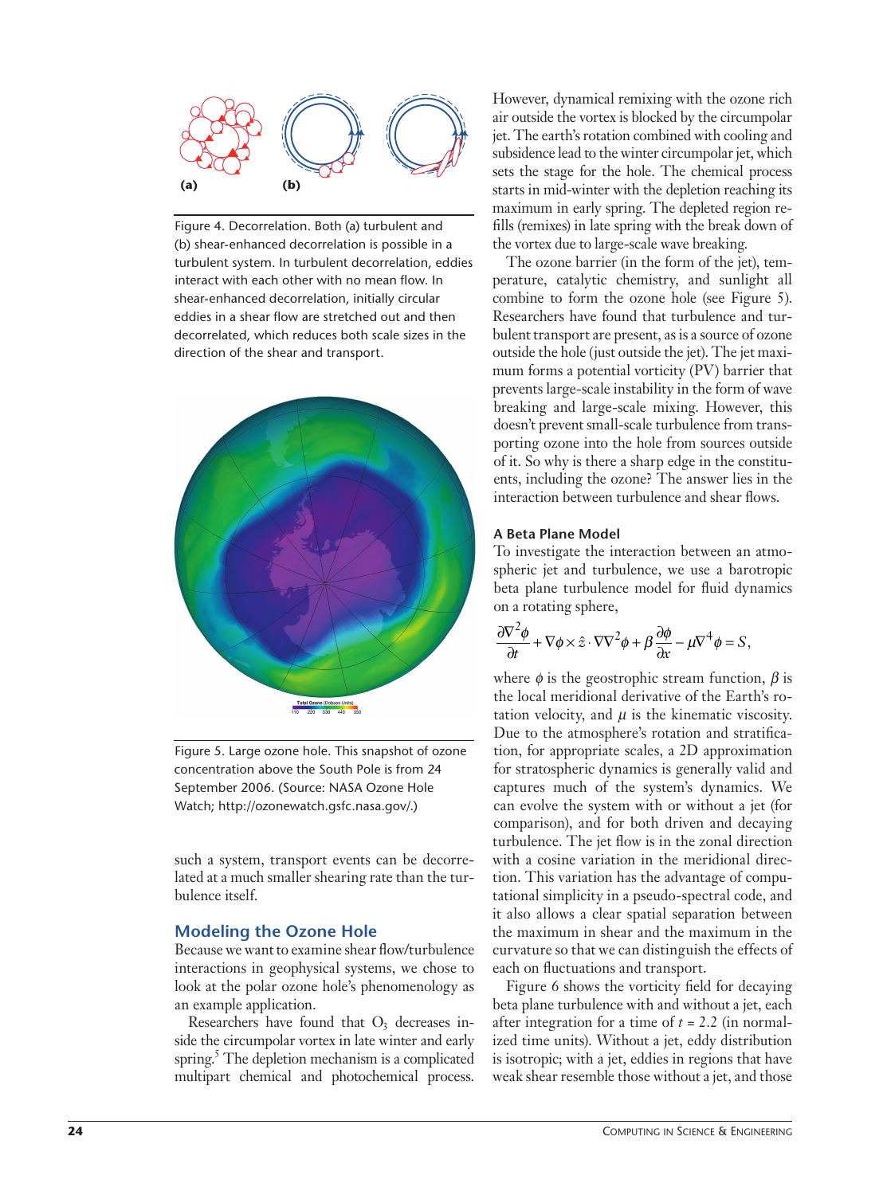Figure 4. Decorrelation. Both (a) turbulent and (b) shear-enhanced decorrelation is possible in a turbulent system. In turbulent decorrelation, eddies interact with each other with no mean flow. In shear-enhanced decorrelation, initially circular eddies in a shear flow are stretched out and then decorrelated, which reduces both scale sizes in the direction of the shear and transport.

Figure 5. Large ozone hole. This snapshot of ozone concentration above the South Pole is from 24 September 2006. (Source: NASA Ozone Hole Watch; http://ozonewatch.gsfc.nasa.gov/.)

such a system, transport events can be decorrelated at a much smaller shearing rate than the turbulence itself.

## Modeling the Ozone Hole

Because we want to examine shear flow/turbulence interactions in geophysical systems, we chose to look at the polar ozone hole's phenomenology as an example application.

Researchers have found that $O_3$ decreases inside the circumpolar vortex in late winter and early spring.[5] The depletion mechanism is a complicated multipart chemical and photochemical process. However, dynamical remixing with the ozone rich air outside the vortex is blocked by the circumpolar jet. The earth's rotation combined with cooling and subsidence lead to the winter circumpolar jet, which sets the stage for the hole. The chemical process starts in mid-winter with the depletion reaching its maximum in early spring. The depleted region refills (remixes) in late spring with the break down of the vortex due to large-scale wave breaking.

The ozone barrier (in the form of the jet), temperature, catalytic chemistry, and sunlight all combine to form the ozone hole (see Figure 5). Researchers have found that turbulence and turbulent transport are present, as is a source of ozone outside the hole (just outside the jet). The jet maximum forms a potential vorticity (PV) barrier that prevents large-scale instability in the form of wave breaking and large-scale mixing. However, this doesn't prevent small-scale turbulence from transporting ozone into the hole from sources outside of it. So why is there a sharp edge in the constituents, including the ozone? The answer lies in the interaction between turbulence and shear flows.

### A Beta Plane Model

To investigate the interaction between an atmospheric jet and turbulence, we use a barotropic beta plane turbulence model for fluid dynamics on a rotating sphere,

$$\frac{\partial \nabla^2 \phi}{\partial t} + \nabla\phi \times \hat{z} \cdot \nabla\nabla^2\phi + \beta\frac{\partial \phi}{\partial x} - \mu\nabla^4\phi = S,$$

where $\phi$ is the geostrophic stream function, $\beta$ is the local meridional derivative of the Earth's rotation velocity, and $\mu$ is the kinematic viscosity. Due to the atmosphere's rotation and stratification, for appropriate scales, a 2D approximation for stratospheric dynamics is generally valid and captures much of the system's dynamics. We can evolve the system with or without a jet (for comparison), and for both driven and decaying turbulence. The jet flow is in the zonal direction with a cosine variation in the meridional direction. This variation has the advantage of computational simplicity in a pseudo-spectral code, and it also allows a clear spatial separation between the maximum in shear and the maximum in the curvature so that we can distinguish the effects of each on fluctuations and transport.

Figure 6 shows the vorticity field for decaying beta plane turbulence with and without a jet, each after integration for a time of $t = 2.2$ (in normalized time units). Without a jet, eddy distribution is isotropic; with a jet, eddies in regions that have weak shear resemble those without a jet, and those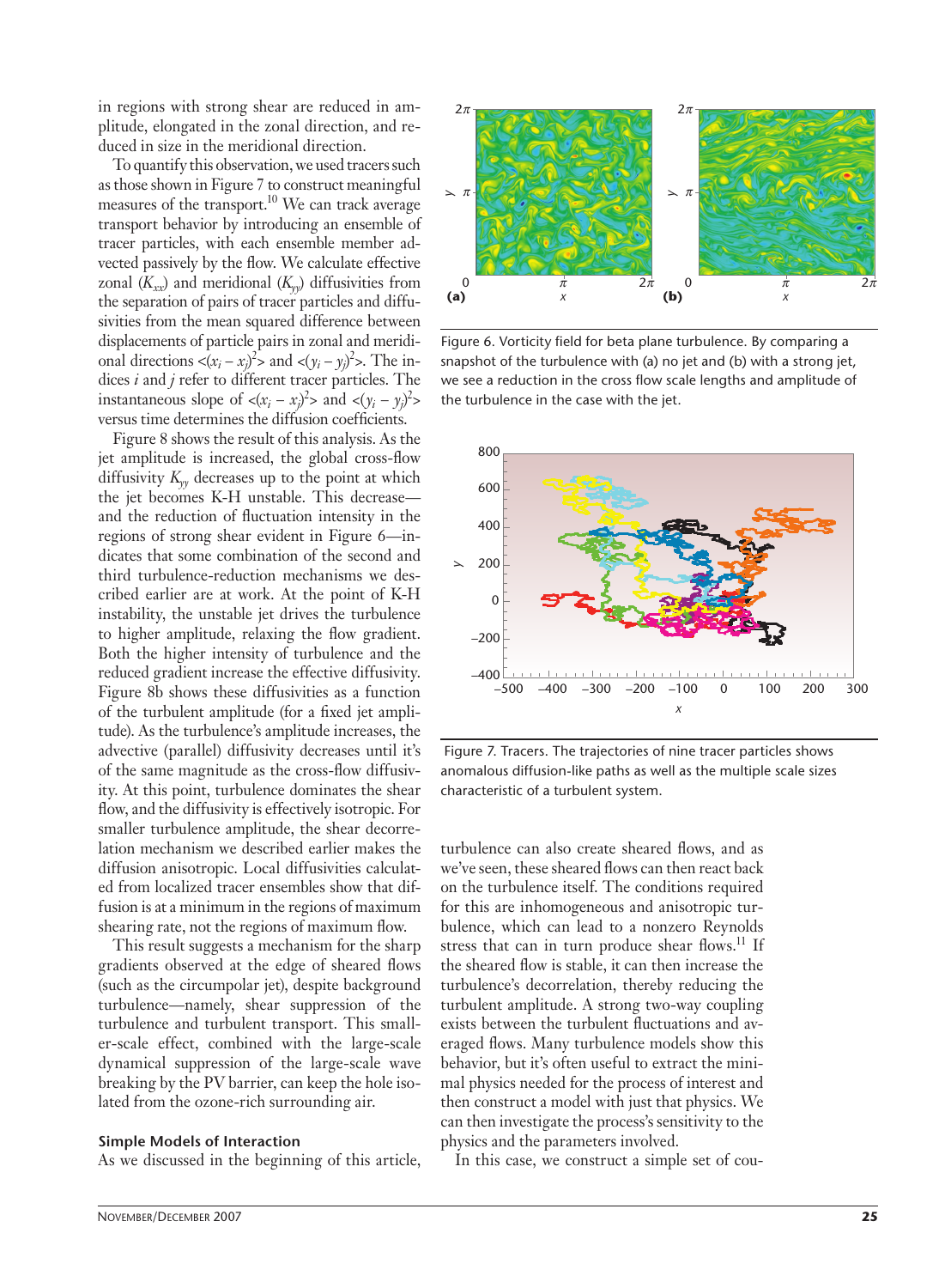in regions with strong shear are reduced in amplitude, elongated in the zonal direction, and reduced in size in the meridional direction.

To quantify this observation, we used tracers such as those shown in Figure 7 to construct meaningful measures of the transport.[10] We can track average transport behavior by introducing an ensemble of tracer particles, with each ensemble member advected passively by the flow. We calculate effective zonal ($K_{xx}$) and meridional ($K_{yy}$) diffusivities from the separation of pairs of tracer particles and diffusivities from the mean squared difference between displacements of particle pairs in zonal and meridional directions $<(x_i - x_j)^2>$ and $<(y_i - y_j)^2>$. The indices $i$ and $j$ refer to different tracer particles. The instantaneous slope of $<(x_i - x_j)^2>$ and $<(y_i - y_j)^2>$ versus time determines the diffusion coefficients.

Figure 8 shows the result of this analysis. As the jet amplitude is increased, the global cross-flow diffusivity $K_{yy}$ decreases up to the point at which the jet becomes K-H unstable. This decrease—and the reduction of fluctuation intensity in the regions of strong shear evident in Figure 6—indicates that some combination of the second and third turbulence-reduction mechanisms we described earlier are at work. At the point of K-H instability, the unstable jet drives the turbulence to higher amplitude, relaxing the flow gradient. Both the higher intensity of turbulence and the reduced gradient increase the effective diffusivity. Figure 8b shows these diffusivities as a function of the turbulent amplitude (for a fixed jet amplitude). As the turbulence's amplitude increases, the advective (parallel) diffusivity decreases until it's of the same magnitude as the cross-flow diffusivity. At this point, turbulence dominates the shear flow, and the diffusivity is effectively isotropic. For smaller turbulence amplitude, the shear decorrelation mechanism we described earlier makes the diffusion anisotropic. Local diffusivities calculated from localized tracer ensembles show that diffusion is at a minimum in the regions of maximum shearing rate, not the regions of maximum flow.

This result suggests a mechanism for the sharp gradients observed at the edge of sheared flows (such as the circumpolar jet), despite background turbulence—namely, shear suppression of the turbulence and turbulent transport. This smaller-scale effect, combined with the large-scale dynamical suppression of the large-scale wave breaking by the PV barrier, can keep the hole isolated from the ozone-rich surrounding air.

Figure 6. Vorticity field for beta plane turbulence. By comparing a snapshot of the turbulence with (a) no jet and (b) with a strong jet, we see a reduction in the cross flow scale lengths and amplitude of the turbulence in the case with the jet.

Figure 7. Tracers. The trajectories of nine tracer particles shows anomalous diffusion-like paths as well as the multiple scale sizes characteristic of a turbulent system.

### Simple Models of Interaction

As we discussed in the beginning of this article, turbulence can also create sheared flows, and as we've seen, these sheared flows can then react back on the turbulence itself. The conditions required for this are inhomogeneous and anisotropic turbulence, which can lead to a nonzero Reynolds stress that can in turn produce shear flows.[11] If the sheared flow is stable, it can then increase the turbulence's decorrelation, thereby reducing the turbulent amplitude. A strong two-way coupling exists between the turbulent fluctuations and averaged flows. Many turbulence models show this behavior, but it's often useful to extract the minimal physics needed for the process of interest and then construct a model with just that physics. We can then investigate the process's sensitivity to the physics and the parameters involved.

In this case, we construct a simple set of cou-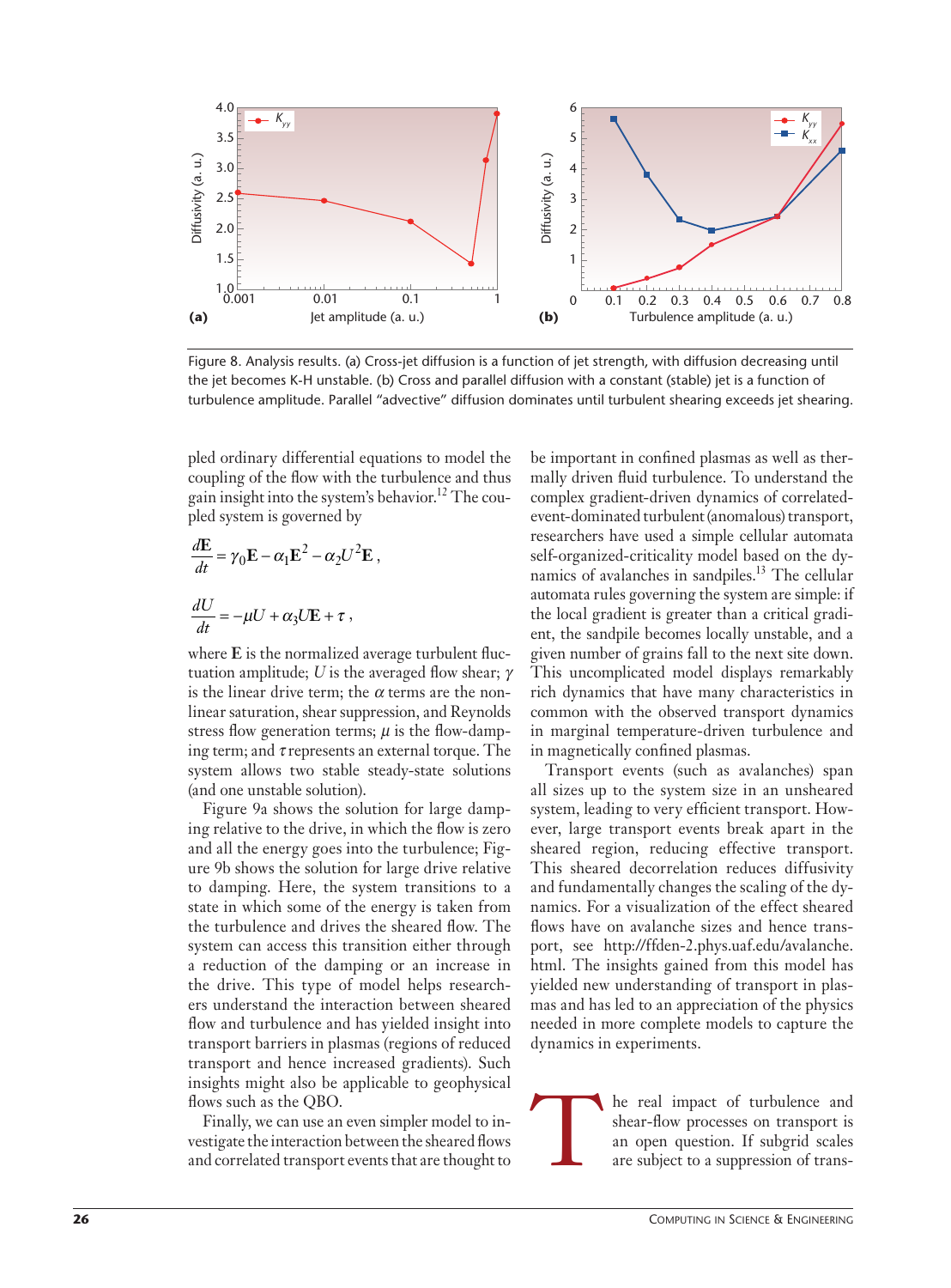Figure 8. Analysis results. (a) Cross-jet diffusion is a function of jet strength, with diffusion decreasing until the jet becomes K-H unstable. (b) Cross and parallel diffusion with a constant (stable) jet is a function of turbulence amplitude. Parallel "advective" diffusion dominates until turbulent shearing exceeds jet shearing.

pled ordinary differential equations to model the coupling of the flow with the turbulence and thus gain insight into the system's behavior.[12] The coupled system is governed by

$$\frac{d\mathbf{E}}{dt} = \gamma_0 \mathbf{E} - \alpha_1 \mathbf{E}^2 - \alpha_2 U^2 \mathbf{E},$$

$$\frac{dU}{dt} = -\mu U + \alpha_3 U \mathbf{E} + \tau,$$

where $\mathbf{E}$ is the normalized average turbulent fluctuation amplitude; $U$ is the averaged flow shear; $\gamma$ is the linear drive term; the $\alpha$ terms are the nonlinear saturation, shear suppression, and Reynolds stress flow generation terms; $\mu$ is the flow-damping term; and $\tau$ represents an external torque. The system allows two stable steady-state solutions (and one unstable solution).

Figure 9a shows the solution for large damping relative to the drive, in which the flow is zero and all the energy goes into the turbulence; Figure 9b shows the solution for large drive relative to damping. Here, the system transitions to a state in which some of the energy is taken from the turbulence and drives the sheared flow. The system can access this transition either through a reduction of the damping or an increase in the drive. This type of model helps researchers understand the interaction between sheared flow and turbulence and has yielded insight into transport barriers in plasmas (regions of reduced transport and hence increased gradients). Such insights might also be applicable to geophysical flows such as the QBO.

Finally, we can use an even simpler model to investigate the interaction between the sheared flows and correlated transport events that are thought to be important in confined plasmas as well as thermally driven fluid turbulence. To understand the complex gradient-driven dynamics of correlated-event-dominated turbulent (anomalous) transport, researchers have used a simple cellular automata self-organized-criticality model based on the dynamics of avalanches in sandpiles.[13] The cellular automata rules governing the system are simple: if the local gradient is greater than a critical gradient, the sandpile becomes locally unstable, and a given number of grains fall to the next site down. This uncomplicated model displays remarkably rich dynamics that have many characteristics in common with the observed transport dynamics in marginal temperature-driven turbulence and in magnetically confined plasmas.

Transport events (such as avalanches) span all sizes up to the system size in an unsheared system, leading to very efficient transport. However, large transport events break apart in the sheared region, reducing effective transport. This sheared decorrelation reduces diffusivity and fundamentally changes the scaling of the dynamics. For a visualization of the effect sheared flows have on avalanche sizes and hence transport, see http://ffden-2.phys.uaf.edu/avalanche.html. The insights gained from this model has yielded new understanding of transport in plasmas and has led to an appreciation of the physics needed in more complete models to capture the dynamics in experiments.

The real impact of turbulence and shear-flow processes on transport is an open question. If subgrid scales are subject to a suppression of trans-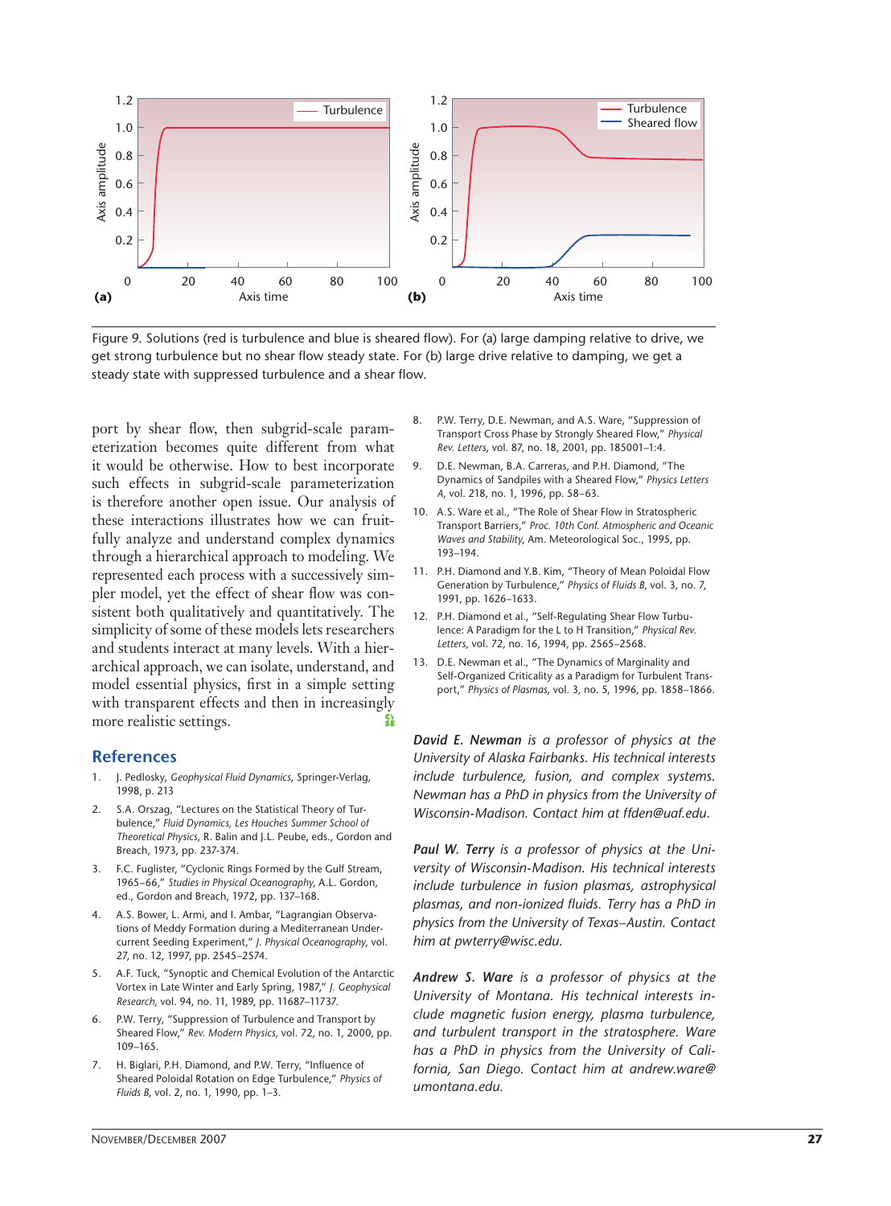1.2
1.0
0.8
0.6
0.4
0.2
0
Axis amplitude
20 40 60 80 100
Axis time
Turbulence
(a)

1.2
1.0
0.8
0.6
0.4
0.2
0
Axis amplitude
20 40 60 80 100
Axis time
Turbulence
Sheared flow
(b)

Figure 9. Solutions (red is turbulence and blue is sheared flow). For (a) large damping relative to drive, we get strong turbulence but no shear flow steady state. For (b) large drive relative to damping, we get a steady state with suppressed turbulence and a shear flow.

port by shear flow, then subgrid-scale parameterization becomes quite different from what it would be otherwise. How to best incorporate such effects in subgrid-scale parameterization is therefore another open issue. Our analysis of these interactions illustrates how we can fruitfully analyze and understand complex dynamics through a hierarchical approach to modeling. We represented each process with a successively simpler model, yet the effect of shear flow was consistent both qualitatively and quantitatively. The simplicity of some of these models lets researchers and students interact at many levels. With a hierarchical approach, we can isolate, understand, and model essential physics, first in a simple setting with transparent effects and then in increasingly more realistic settings.

## References

1. J. Pedlosky, *Geophysical Fluid Dynamics*, Springer-Verlag, 1998, p. 213
2. S.A. Orszag, "Lectures on the Statistical Theory of Turbulence," *Fluid Dynamics, Les Houches Summer School of Theoretical Physics*, R. Balin and J.L. Peube, eds., Gordon and Breach, 1973, pp. 237-374.
3. F.C. Fuglister, "Cyclonic Rings Formed by the Gulf Stream, 1965–66," *Studies in Physical Oceanography*, A.L. Gordon, ed., Gordon and Breach, 1972, pp. 137–168.
4. A.S. Bower, L. Armi, and I. Ambar, "Lagrangian Observations of Meddy Formation during a Mediterranean Undercurrent Seeding Experiment," *J. Physical Oceanography*, vol. 27, no. 12, 1997, pp. 2545–2574.
5. A.F. Tuck, "Synoptic and Chemical Evolution of the Antarctic Vortex in Late Winter and Early Spring, 1987," *J. Geophysical Research*, vol. 94, no. 11, 1989, pp. 11687–11737.
6. P.W. Terry, "Suppression of Turbulence and Transport by Sheared Flow," *Rev. Modern Physics*, vol. 72, no. 1, 2000, pp. 109–165.
7. H. Biglari, P.H. Diamond, and P.W. Terry, "Influence of Sheared Poloidal Rotation on Edge Turbulence," *Physics of Fluids B*, vol. 2, no. 1, 1990, pp. 1–3.
8. P.W. Terry, D.E. Newman, and A.S. Ware, "Suppression of Transport Cross Phase by Strongly Sheared Flow," *Physical Rev. Letters*, vol. 87, no. 18, 2001, pp. 185001–1:4.
9. D.E. Newman, B.A. Carreras, and P.H. Diamond, "The Dynamics of Sandpiles with a Sheared Flow," *Physics Letters A*, vol. 218, no. 1, 1996, pp. 58–63.
10. A.S. Ware et al., "The Role of Shear Flow in Stratospheric Transport Barriers," *Proc. 10th Conf. Atmospheric and Oceanic Waves and Stability*, Am. Meteorological Soc., 1995, pp. 193–194.
11. P.H. Diamond and Y.B. Kim, "Theory of Mean Poloidal Flow Generation by Turbulence," *Physics of Fluids B*, vol. 3, no. 7, 1991, pp. 1626–1633.
12. P.H. Diamond et al., "Self-Regulating Shear Flow Turbulence: A Paradigm for the L to H Transition," *Physical Rev. Letters*, vol. 72, no. 16, 1994, pp. 2565–2568.
13. D.E. Newman et al., "The Dynamics of Marginality and Self-Organized Criticality as a Paradigm for Turbulent Transport," *Physics of Plasmas*, vol. 3, no. 5, 1996, pp. 1858–1866.

***David E. Newman*** *is a professor of physics at the University of Alaska Fairbanks. His technical interests include turbulence, fusion, and complex systems. Newman has a PhD in physics from the University of Wisconsin-Madison. Contact him at ffden@uaf.edu.*

***Paul W. Terry*** *is a professor of physics at the University of Wisconsin-Madison. His technical interests include turbulence in fusion plasmas, astrophysical plasmas, and non-ionized fluids. Terry has a PhD in physics from the University of Texas–Austin. Contact him at pwterry@wisc.edu.*

***Andrew S. Ware*** *is a professor of physics at the University of Montana. His technical interests include magnetic fusion energy, plasma turbulence, and turbulent transport in the stratosphere. Ware has a PhD in physics from the University of California, San Diego. Contact him at andrew.ware@umontana.edu.*